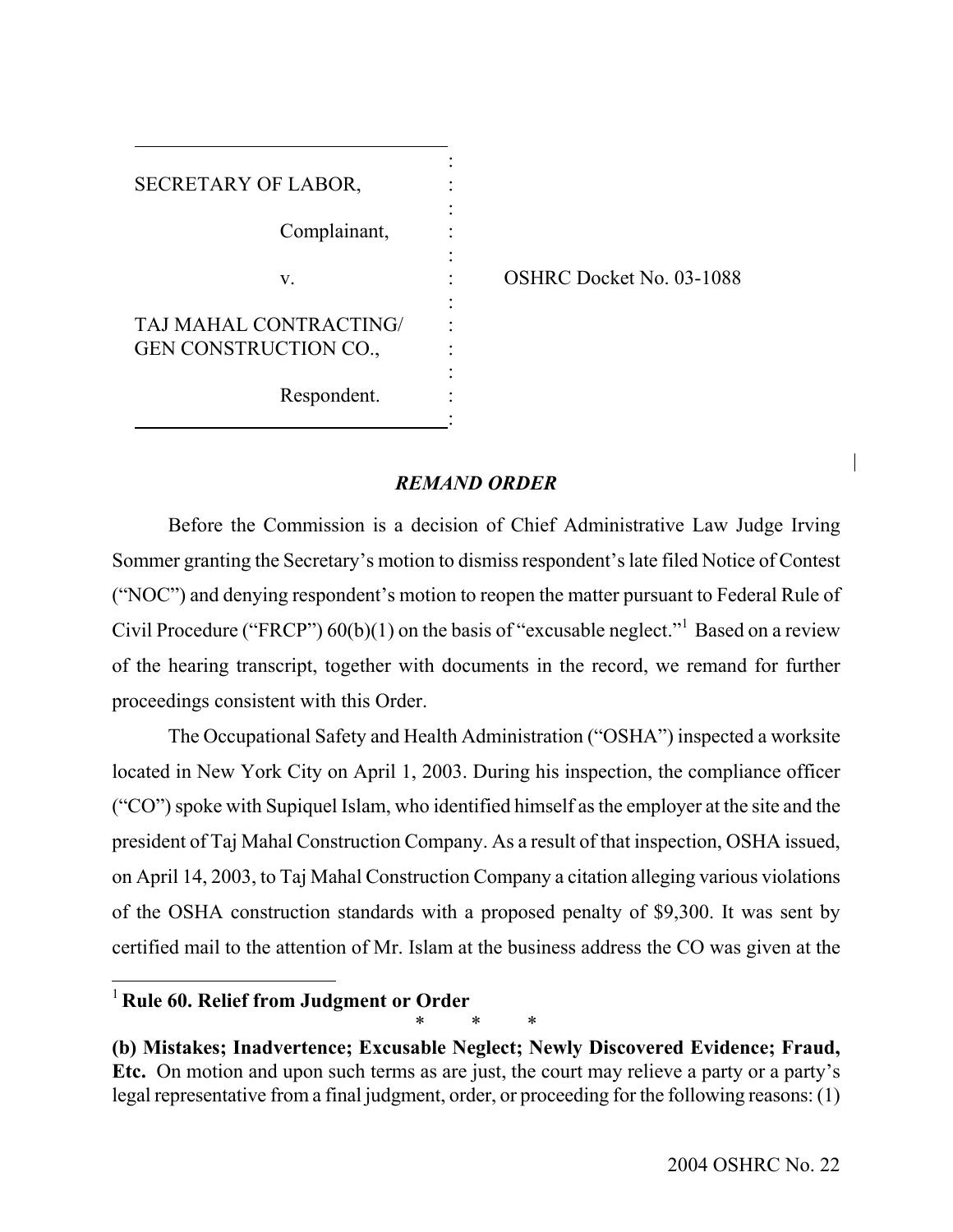| | | |
|---|---|---|
| SECRETARY OF LABOR, | : | |
| Complainant, | : | |
| v. | : | OSHRC Docket No. 03-1088 |
| TAJ MAHAL CONTRACTING/ GEN CONSTRUCTION CO., | : | |
| Respondent. | : | |

## *REMAND ORDER*

Before the Commission is a decision of Chief Administrative Law Judge Irving Sommer granting the Secretary's motion to dismiss respondent's late filed Notice of Contest ("NOC") and denying respondent's motion to reopen the matter pursuant to Federal Rule of Civil Procedure ("FRCP") 60(b)(1) on the basis of "excusable neglect."[1] Based on a review of the hearing transcript, together with documents in the record, we remand for further proceedings consistent with this Order.

The Occupational Safety and Health Administration ("OSHA") inspected a worksite located in New York City on April 1, 2003. During his inspection, the compliance officer ("CO") spoke with Supiquel Islam, who identified himself as the employer at the site and the president of Taj Mahal Construction Company. As a result of that inspection, OSHA issued, on April 14, 2003, to Taj Mahal Construction Company a citation alleging various violations of the OSHA construction standards with a proposed penalty of $9,300. It was sent by certified mail to the attention of Mr. Islam at the business address the CO was given at the

[1] **Rule 60. Relief from Judgment or Order**

\*        \*        \*

**(b) Mistakes; Inadvertence; Excusable Neglect; Newly Discovered Evidence; Fraud, Etc.** On motion and upon such terms as are just, the court may relieve a party or a party's legal representative from a final judgment, order, or proceeding for the following reasons: (1)

2004 OSHRC No. 22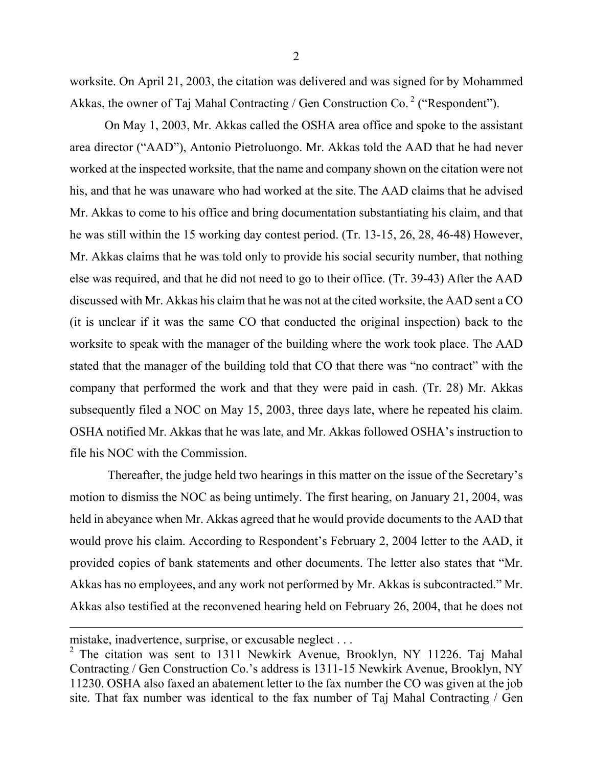worksite. On April 21, 2003, the citation was delivered and was signed for by Mohammed Akkas, the owner of Taj Mahal Contracting / Gen Construction Co.[2] ("Respondent").

On May 1, 2003, Mr. Akkas called the OSHA area office and spoke to the assistant area director ("AAD"), Antonio Pietroluongo. Mr. Akkas told the AAD that he had never worked at the inspected worksite, that the name and company shown on the citation were not his, and that he was unaware who had worked at the site. The AAD claims that he advised Mr. Akkas to come to his office and bring documentation substantiating his claim, and that he was still within the 15 working day contest period. (Tr. 13-15, 26, 28, 46-48) However, Mr. Akkas claims that he was told only to provide his social security number, that nothing else was required, and that he did not need to go to their office. (Tr. 39-43) After the AAD discussed with Mr. Akkas his claim that he was not at the cited worksite, the AAD sent a CO (it is unclear if it was the same CO that conducted the original inspection) back to the worksite to speak with the manager of the building where the work took place. The AAD stated that the manager of the building told that CO that there was "no contract" with the company that performed the work and that they were paid in cash. (Tr. 28) Mr. Akkas subsequently filed a NOC on May 15, 2003, three days late, where he repeated his claim. OSHA notified Mr. Akkas that he was late, and Mr. Akkas followed OSHA's instruction to file his NOC with the Commission.

Thereafter, the judge held two hearings in this matter on the issue of the Secretary's motion to dismiss the NOC as being untimely. The first hearing, on January 21, 2004, was held in abeyance when Mr. Akkas agreed that he would provide documents to the AAD that would prove his claim. According to Respondent's February 2, 2004 letter to the AAD, it provided copies of bank statements and other documents. The letter also states that "Mr. Akkas has no employees, and any work not performed by Mr. Akkas is subcontracted." Mr. Akkas also testified at the reconvened hearing held on February 26, 2004, that he does not

---

mistake, inadvertence, surprise, or excusable neglect . . .

[2] The citation was sent to 1311 Newkirk Avenue, Brooklyn, NY 11226. Taj Mahal Contracting / Gen Construction Co.'s address is 1311-15 Newkirk Avenue, Brooklyn, NY 11230. OSHA also faxed an abatement letter to the fax number the CO was given at the job site. That fax number was identical to the fax number of Taj Mahal Contracting / Gen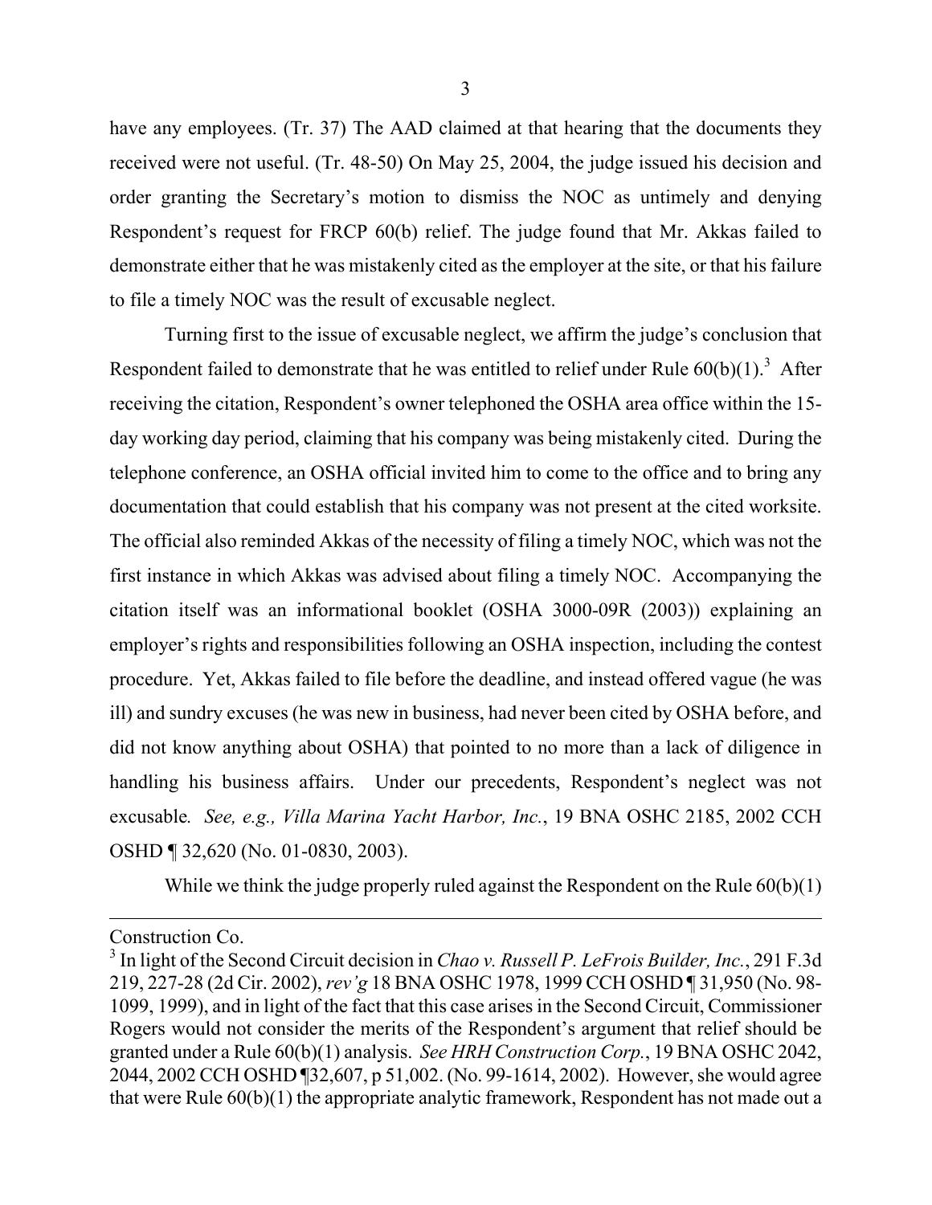have any employees. (Tr. 37) The AAD claimed at that hearing that the documents they received were not useful. (Tr. 48-50) On May 25, 2004, the judge issued his decision and order granting the Secretary's motion to dismiss the NOC as untimely and denying Respondent's request for FRCP 60(b) relief. The judge found that Mr. Akkas failed to demonstrate either that he was mistakenly cited as the employer at the site, or that his failure to file a timely NOC was the result of excusable neglect.

Turning first to the issue of excusable neglect, we affirm the judge's conclusion that Respondent failed to demonstrate that he was entitled to relief under Rule 60(b)(1).[3] After receiving the citation, Respondent's owner telephoned the OSHA area office within the 15-day working day period, claiming that his company was being mistakenly cited. During the telephone conference, an OSHA official invited him to come to the office and to bring any documentation that could establish that his company was not present at the cited worksite. The official also reminded Akkas of the necessity of filing a timely NOC, which was not the first instance in which Akkas was advised about filing a timely NOC. Accompanying the citation itself was an informational booklet (OSHA 3000-09R (2003)) explaining an employer's rights and responsibilities following an OSHA inspection, including the contest procedure. Yet, Akkas failed to file before the deadline, and instead offered vague (he was ill) and sundry excuses (he was new in business, had never been cited by OSHA before, and did not know anything about OSHA) that pointed to no more than a lack of diligence in handling his business affairs. Under our precedents, Respondent's neglect was not excusable*. See, e.g., Villa Marina Yacht Harbor, Inc.*, 19 BNA OSHC 2185, 2002 CCH OSHD ¶ 32,620 (No. 01-0830, 2003).

While we think the judge properly ruled against the Respondent on the Rule 60(b)(1)

---

Construction Co.

[3] In light of the Second Circuit decision in *Chao v. Russell P. LeFrois Builder, Inc.*, 291 F.3d 219, 227-28 (2d Cir. 2002), *rev'g* 18 BNA OSHC 1978, 1999 CCH OSHD ¶ 31,950 (No. 98-1099, 1999), and in light of the fact that this case arises in the Second Circuit, Commissioner Rogers would not consider the merits of the Respondent's argument that relief should be granted under a Rule 60(b)(1) analysis. *See HRH Construction Corp.*, 19 BNA OSHC 2042, 2044, 2002 CCH OSHD ¶32,607, p 51,002. (No. 99-1614, 2002). However, she would agree that were Rule 60(b)(1) the appropriate analytic framework, Respondent has not made out a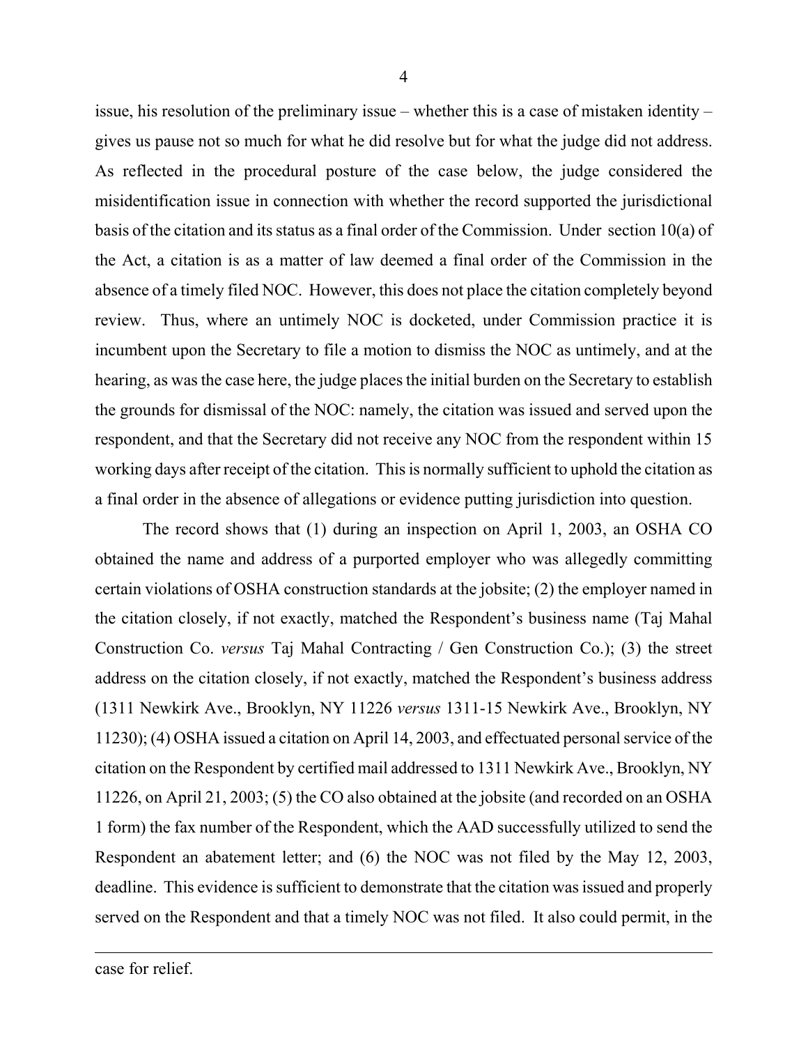issue, his resolution of the preliminary issue – whether this is a case of mistaken identity – gives us pause not so much for what he did resolve but for what the judge did not address. As reflected in the procedural posture of the case below, the judge considered the misidentification issue in connection with whether the record supported the jurisdictional basis of the citation and its status as a final order of the Commission. Under section 10(a) of the Act, a citation is as a matter of law deemed a final order of the Commission in the absence of a timely filed NOC. However, this does not place the citation completely beyond review. Thus, where an untimely NOC is docketed, under Commission practice it is incumbent upon the Secretary to file a motion to dismiss the NOC as untimely, and at the hearing, as was the case here, the judge places the initial burden on the Secretary to establish the grounds for dismissal of the NOC: namely, the citation was issued and served upon the respondent, and that the Secretary did not receive any NOC from the respondent within 15 working days after receipt of the citation. This is normally sufficient to uphold the citation as a final order in the absence of allegations or evidence putting jurisdiction into question.

The record shows that (1) during an inspection on April 1, 2003, an OSHA CO obtained the name and address of a purported employer who was allegedly committing certain violations of OSHA construction standards at the jobsite; (2) the employer named in the citation closely, if not exactly, matched the Respondent's business name (Taj Mahal Construction Co. *versus* Taj Mahal Contracting / Gen Construction Co.); (3) the street address on the citation closely, if not exactly, matched the Respondent's business address (1311 Newkirk Ave., Brooklyn, NY 11226 *versus* 1311-15 Newkirk Ave., Brooklyn, NY 11230); (4) OSHA issued a citation on April 14, 2003, and effectuated personal service of the citation on the Respondent by certified mail addressed to 1311 Newkirk Ave., Brooklyn, NY 11226, on April 21, 2003; (5) the CO also obtained at the jobsite (and recorded on an OSHA 1 form) the fax number of the Respondent, which the AAD successfully utilized to send the Respondent an abatement letter; and (6) the NOC was not filed by the May 12, 2003, deadline. This evidence is sufficient to demonstrate that the citation was issued and properly served on the Respondent and that a timely NOC was not filed. It also could permit, in the

---

case for relief.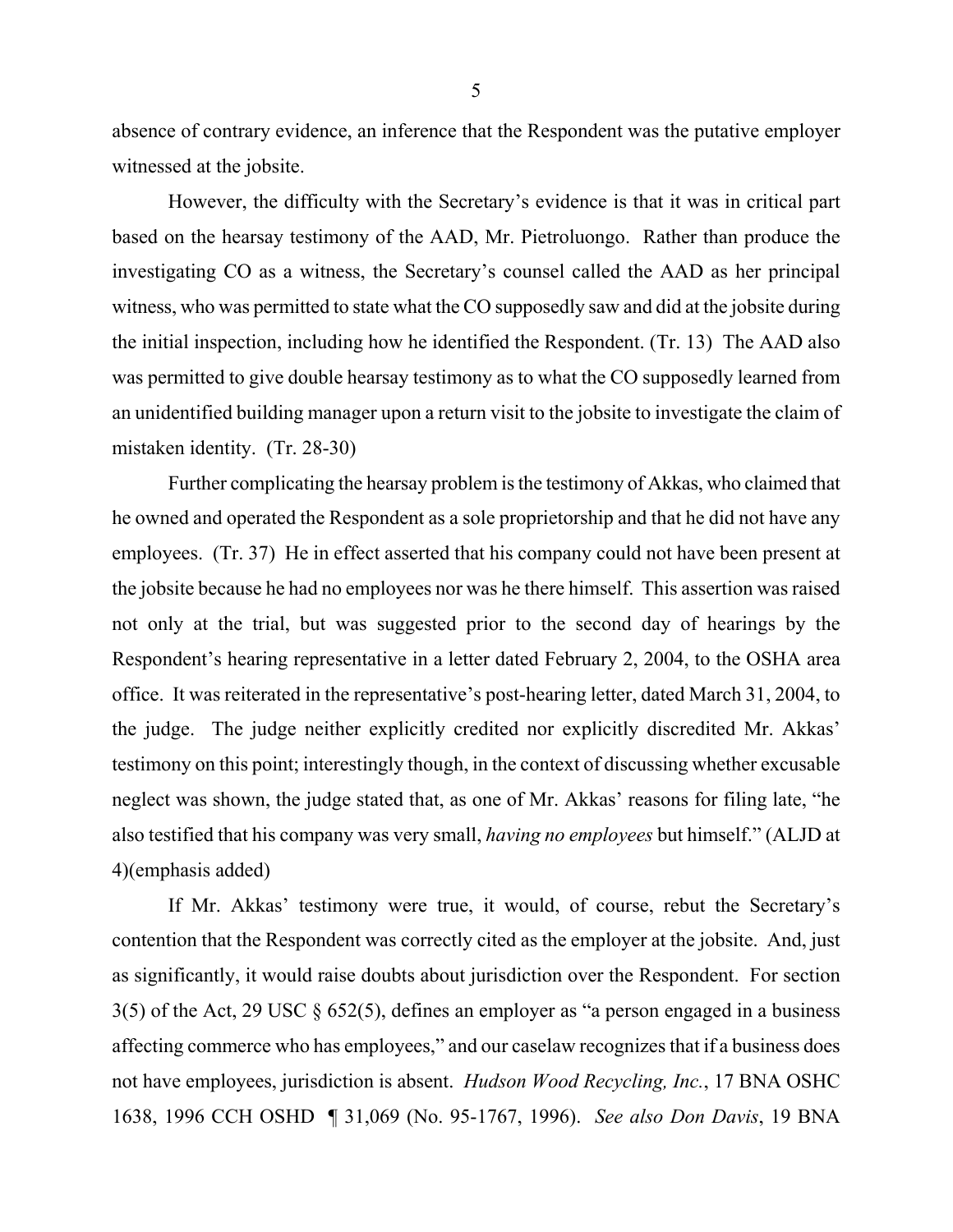absence of contrary evidence, an inference that the Respondent was the putative employer witnessed at the jobsite.

However, the difficulty with the Secretary's evidence is that it was in critical part based on the hearsay testimony of the AAD, Mr. Pietroluongo. Rather than produce the investigating CO as a witness, the Secretary's counsel called the AAD as her principal witness, who was permitted to state what the CO supposedly saw and did at the jobsite during the initial inspection, including how he identified the Respondent. (Tr. 13) The AAD also was permitted to give double hearsay testimony as to what the CO supposedly learned from an unidentified building manager upon a return visit to the jobsite to investigate the claim of mistaken identity. (Tr. 28-30)

Further complicating the hearsay problem is the testimony of Akkas, who claimed that he owned and operated the Respondent as a sole proprietorship and that he did not have any employees. (Tr. 37) He in effect asserted that his company could not have been present at the jobsite because he had no employees nor was he there himself. This assertion was raised not only at the trial, but was suggested prior to the second day of hearings by the Respondent's hearing representative in a letter dated February 2, 2004, to the OSHA area office. It was reiterated in the representative's post-hearing letter, dated March 31, 2004, to the judge. The judge neither explicitly credited nor explicitly discredited Mr. Akkas' testimony on this point; interestingly though, in the context of discussing whether excusable neglect was shown, the judge stated that, as one of Mr. Akkas' reasons for filing late, "he also testified that his company was very small, *having no employees* but himself." (ALJD at 4)(emphasis added)

If Mr. Akkas' testimony were true, it would, of course, rebut the Secretary's contention that the Respondent was correctly cited as the employer at the jobsite. And, just as significantly, it would raise doubts about jurisdiction over the Respondent. For section 3(5) of the Act, 29 USC § 652(5), defines an employer as "a person engaged in a business affecting commerce who has employees," and our caselaw recognizes that if a business does not have employees, jurisdiction is absent. *Hudson Wood Recycling, Inc.*, 17 BNA OSHC 1638, 1996 CCH OSHD ¶ 31,069 (No. 95-1767, 1996). *See also Don Davis*, 19 BNA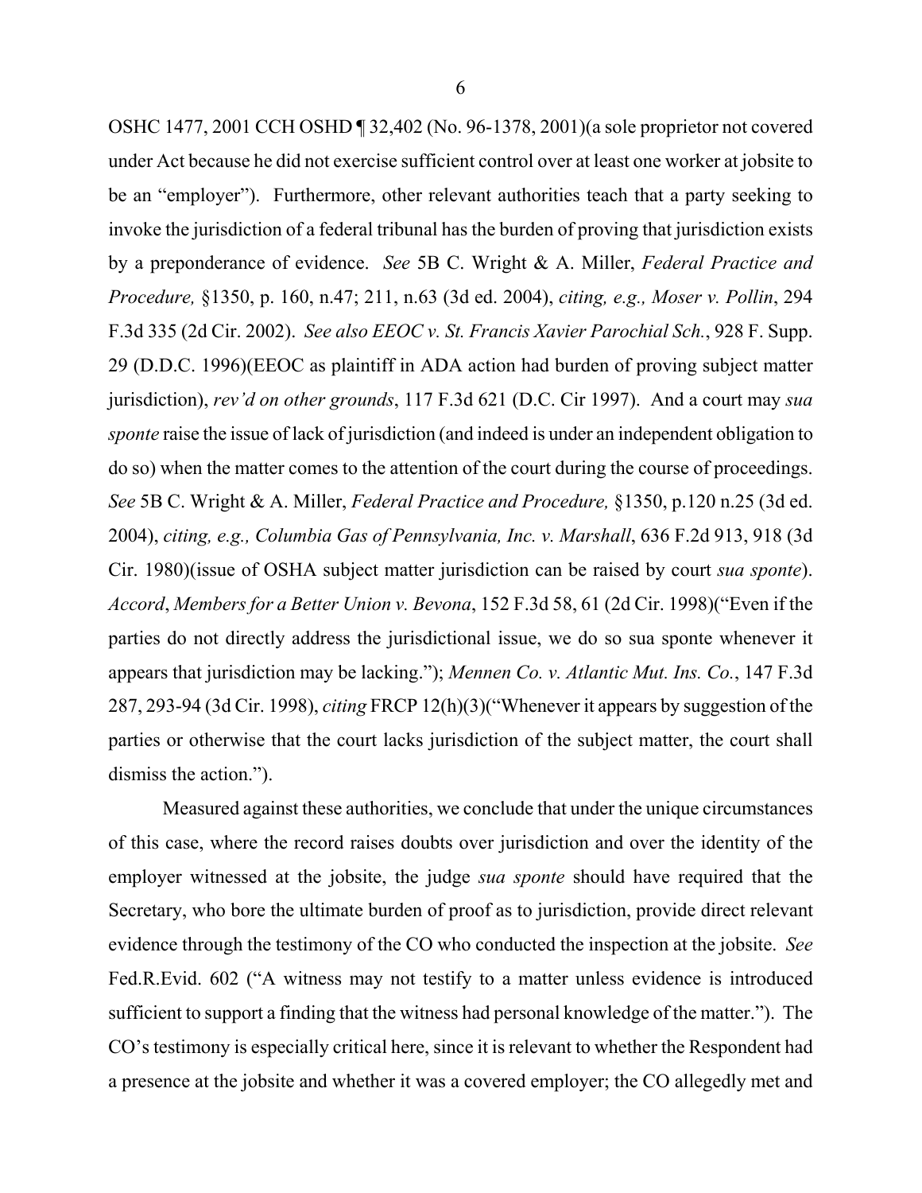OSHC 1477, 2001 CCH OSHD ¶ 32,402 (No. 96-1378, 2001)(a sole proprietor not covered under Act because he did not exercise sufficient control over at least one worker at jobsite to be an "employer"). Furthermore, other relevant authorities teach that a party seeking to invoke the jurisdiction of a federal tribunal has the burden of proving that jurisdiction exists by a preponderance of evidence. *See* 5B C. Wright & A. Miller, *Federal Practice and Procedure,* §1350, p. 160, n.47; 211, n.63 (3d ed. 2004), *citing, e.g., Moser v. Pollin*, 294 F.3d 335 (2d Cir. 2002). *See also EEOC v. St. Francis Xavier Parochial Sch.*, 928 F. Supp. 29 (D.D.C. 1996)(EEOC as plaintiff in ADA action had burden of proving subject matter jurisdiction), *rev'd on other grounds*, 117 F.3d 621 (D.C. Cir 1997). And a court may *sua sponte* raise the issue of lack of jurisdiction (and indeed is under an independent obligation to do so) when the matter comes to the attention of the court during the course of proceedings. *See* 5B C. Wright & A. Miller, *Federal Practice and Procedure,* §1350, p.120 n.25 (3d ed. 2004), *citing, e.g., Columbia Gas of Pennsylvania, Inc. v. Marshall*, 636 F.2d 913, 918 (3d Cir. 1980)(issue of OSHA subject matter jurisdiction can be raised by court *sua sponte*). *Accord*, *Members for a Better Union v. Bevona*, 152 F.3d 58, 61 (2d Cir. 1998)("Even if the parties do not directly address the jurisdictional issue, we do so sua sponte whenever it appears that jurisdiction may be lacking."); *Mennen Co. v. Atlantic Mut. Ins. Co.*, 147 F.3d 287, 293-94 (3d Cir. 1998), *citing* FRCP 12(h)(3)("Whenever it appears by suggestion of the parties or otherwise that the court lacks jurisdiction of the subject matter, the court shall dismiss the action.").

Measured against these authorities, we conclude that under the unique circumstances of this case, where the record raises doubts over jurisdiction and over the identity of the employer witnessed at the jobsite, the judge *sua sponte* should have required that the Secretary, who bore the ultimate burden of proof as to jurisdiction, provide direct relevant evidence through the testimony of the CO who conducted the inspection at the jobsite. *See* Fed.R.Evid. 602 ("A witness may not testify to a matter unless evidence is introduced sufficient to support a finding that the witness had personal knowledge of the matter."). The CO's testimony is especially critical here, since it is relevant to whether the Respondent had a presence at the jobsite and whether it was a covered employer; the CO allegedly met and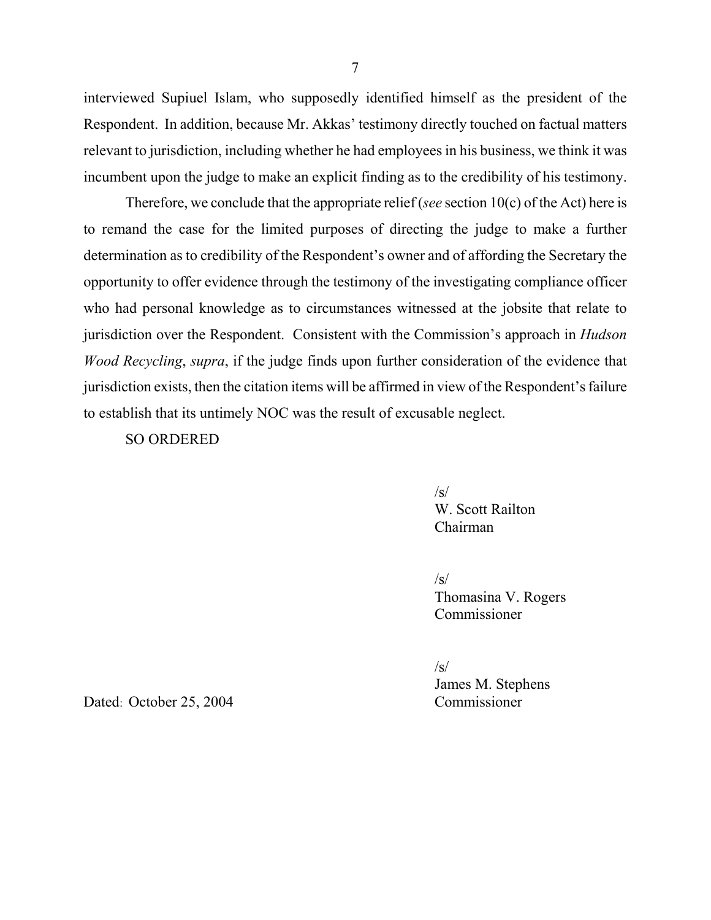interviewed Supiuel Islam, who supposedly identified himself as the president of the Respondent. In addition, because Mr. Akkas' testimony directly touched on factual matters relevant to jurisdiction, including whether he had employees in his business, we think it was incumbent upon the judge to make an explicit finding as to the credibility of his testimony.

Therefore, we conclude that the appropriate relief (*see* section 10(c) of the Act) here is to remand the case for the limited purposes of directing the judge to make a further determination as to credibility of the Respondent's owner and of affording the Secretary the opportunity to offer evidence through the testimony of the investigating compliance officer who had personal knowledge as to circumstances witnessed at the jobsite that relate to jurisdiction over the Respondent. Consistent with the Commission's approach in *Hudson Wood Recycling*, *supra*, if the judge finds upon further consideration of the evidence that jurisdiction exists, then the citation items will be affirmed in view of the Respondent's failure to establish that its untimely NOC was the result of excusable neglect.

SO ORDERED

/s/
W. Scott Railton
Chairman

/s/
Thomasina V. Rogers
Commissioner

/s/
James M. Stephens
Commissioner

Dated: October 25, 2004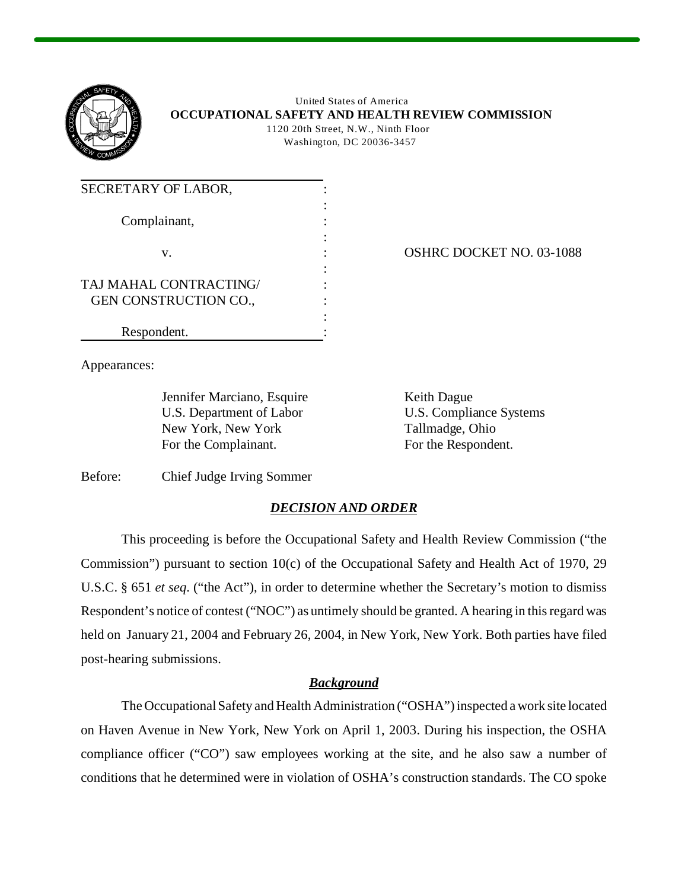United States of America
**OCCUPATIONAL SAFETY AND HEALTH REVIEW COMMISSION**
1120 20th Street, N.W., Ninth Floor
Washington, DC 20036-3457

| | | |
|---|---|---|
| SECRETARY OF LABOR, | : | |
| Complainant, | : | |
| v. | : | OSHRC DOCKET NO. 03-1088 |
| TAJ MAHAL CONTRACTING/ GEN CONSTRUCTION CO., | : | |
| Respondent. | : | |

Appearances:

| | |
|---|---|
| Jennifer Marciano, Esquire<br>U.S. Department of Labor<br>New York, New York<br>For the Complainant. | Keith Dague<br>U.S. Compliance Systems<br>Tallmadge, Ohio<br>For the Respondent. |

Before: Chief Judge Irving Sommer

## ***DECISION AND ORDER***

This proceeding is before the Occupational Safety and Health Review Commission ("the Commission") pursuant to section 10(c) of the Occupational Safety and Health Act of 1970, 29 U.S.C. § 651 *et seq*. ("the Act"), in order to determine whether the Secretary's motion to dismiss Respondent's notice of contest ("NOC") as untimely should be granted. A hearing in this regard was held on January 21, 2004 and February 26, 2004, in New York, New York. Both parties have filed post-hearing submissions.

### ***Background***

The Occupational Safety and Health Administration ("OSHA") inspected a work site located on Haven Avenue in New York, New York on April 1, 2003. During his inspection, the OSHA compliance officer ("CO") saw employees working at the site, and he also saw a number of conditions that he determined were in violation of OSHA's construction standards. The CO spoke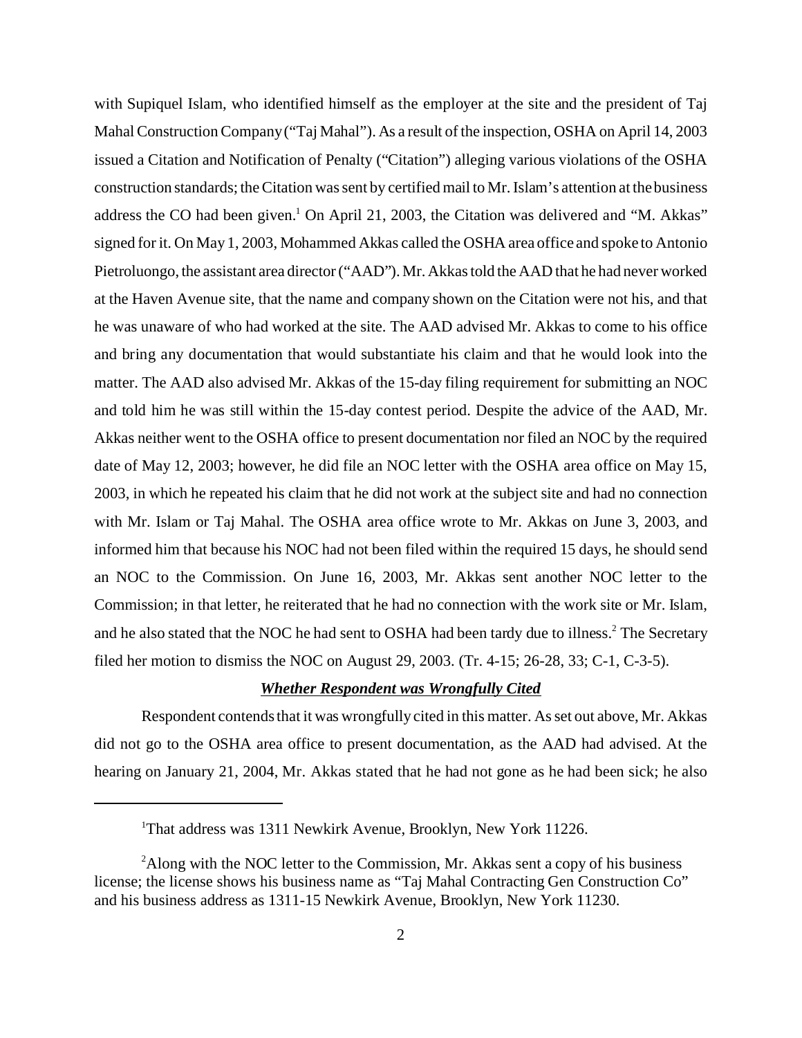with Supiquel Islam, who identified himself as the employer at the site and the president of Taj Mahal Construction Company ("Taj Mahal"). As a result of the inspection, OSHA on April 14, 2003 issued a Citation and Notification of Penalty ("Citation") alleging various violations of the OSHA construction standards; the Citation was sent by certified mail to Mr. Islam's attention at the business address the CO had been given.[1] On April 21, 2003, the Citation was delivered and "M. Akkas" signed for it. On May 1, 2003, Mohammed Akkas called the OSHA area office and spoke to Antonio Pietroluongo, the assistant area director ("AAD"). Mr. Akkas told the AAD that he had never worked at the Haven Avenue site, that the name and company shown on the Citation were not his, and that he was unaware of who had worked at the site. The AAD advised Mr. Akkas to come to his office and bring any documentation that would substantiate his claim and that he would look into the matter. The AAD also advised Mr. Akkas of the 15-day filing requirement for submitting an NOC and told him he was still within the 15-day contest period. Despite the advice of the AAD, Mr. Akkas neither went to the OSHA office to present documentation nor filed an NOC by the required date of May 12, 2003; however, he did file an NOC letter with the OSHA area office on May 15, 2003, in which he repeated his claim that he did not work at the subject site and had no connection with Mr. Islam or Taj Mahal. The OSHA area office wrote to Mr. Akkas on June 3, 2003, and informed him that because his NOC had not been filed within the required 15 days, he should send an NOC to the Commission. On June 16, 2003, Mr. Akkas sent another NOC letter to the Commission; in that letter, he reiterated that he had no connection with the work site or Mr. Islam, and he also stated that the NOC he had sent to OSHA had been tardy due to illness.[2] The Secretary filed her motion to dismiss the NOC on August 29, 2003. (Tr. 4-15; 26-28, 33; C-1, C-3-5).

***Whether Respondent was Wrongfully Cited***

Respondent contends that it was wrongfully cited in this matter. As set out above, Mr. Akkas did not go to the OSHA area office to present documentation, as the AAD had advised. At the hearing on January 21, 2004, Mr. Akkas stated that he had not gone as he had been sick; he also

---

[1] That address was 1311 Newkirk Avenue, Brooklyn, New York 11226.

[2] Along with the NOC letter to the Commission, Mr. Akkas sent a copy of his business license; the license shows his business name as "Taj Mahal Contracting Gen Construction Co" and his business address as 1311-15 Newkirk Avenue, Brooklyn, New York 11230.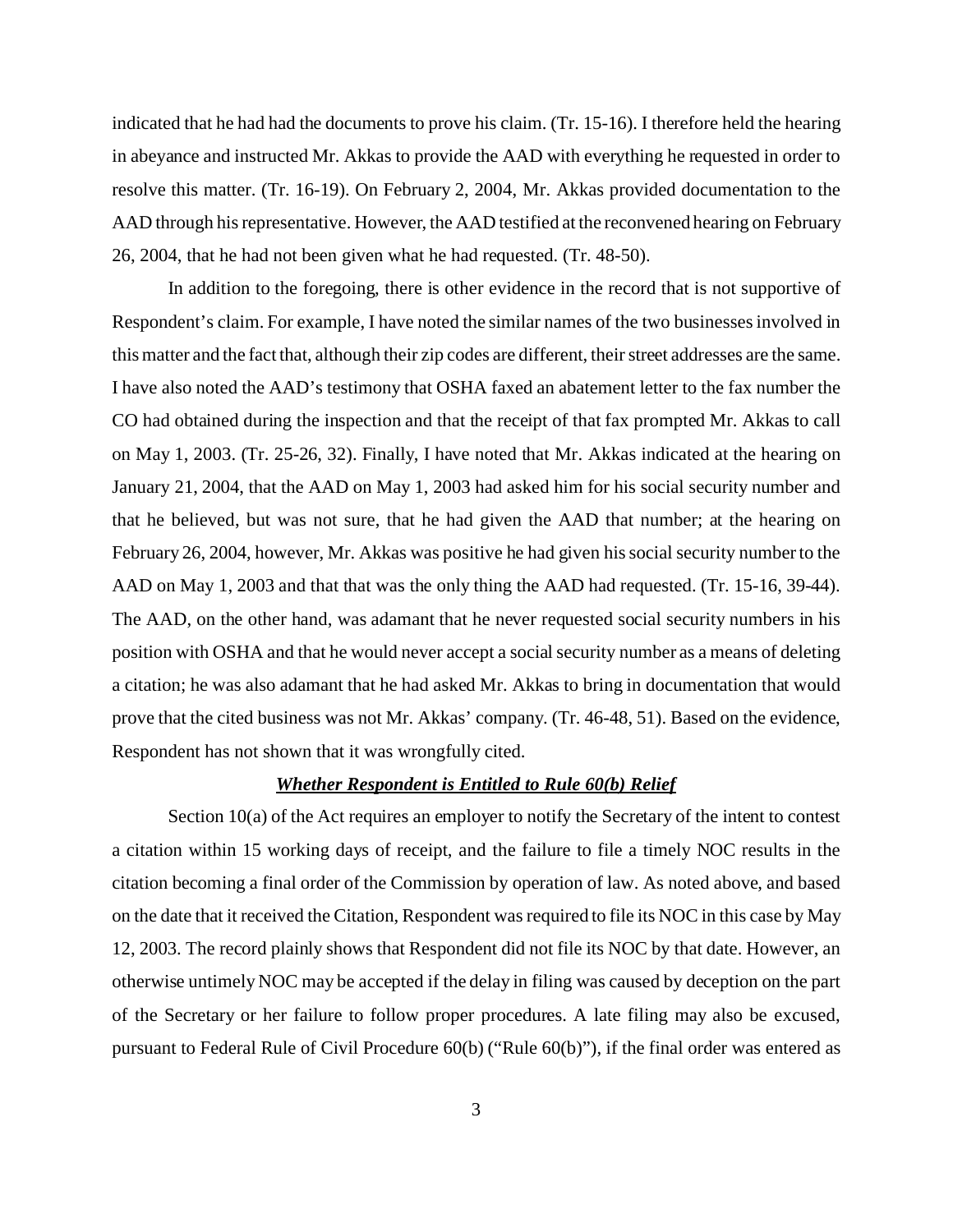indicated that he had had the documents to prove his claim. (Tr. 15-16). I therefore held the hearing in abeyance and instructed Mr. Akkas to provide the AAD with everything he requested in order to resolve this matter. (Tr. 16-19). On February 2, 2004, Mr. Akkas provided documentation to the AAD through his representative. However, the AAD testified at the reconvened hearing on February 26, 2004, that he had not been given what he had requested. (Tr. 48-50).

In addition to the foregoing, there is other evidence in the record that is not supportive of Respondent's claim. For example, I have noted the similar names of the two businesses involved in this matter and the fact that, although their zip codes are different, their street addresses are the same. I have also noted the AAD's testimony that OSHA faxed an abatement letter to the fax number the CO had obtained during the inspection and that the receipt of that fax prompted Mr. Akkas to call on May 1, 2003. (Tr. 25-26, 32). Finally, I have noted that Mr. Akkas indicated at the hearing on January 21, 2004, that the AAD on May 1, 2003 had asked him for his social security number and that he believed, but was not sure, that he had given the AAD that number; at the hearing on February 26, 2004, however, Mr. Akkas was positive he had given his social security number to the AAD on May 1, 2003 and that that was the only thing the AAD had requested. (Tr. 15-16, 39-44). The AAD, on the other hand, was adamant that he never requested social security numbers in his position with OSHA and that he would never accept a social security number as a means of deleting a citation; he was also adamant that he had asked Mr. Akkas to bring in documentation that would prove that the cited business was not Mr. Akkas' company. (Tr. 46-48, 51). Based on the evidence, Respondent has not shown that it was wrongfully cited.

***Whether Respondent is Entitled to Rule 60(b) Relief***

Section 10(a) of the Act requires an employer to notify the Secretary of the intent to contest a citation within 15 working days of receipt, and the failure to file a timely NOC results in the citation becoming a final order of the Commission by operation of law. As noted above, and based on the date that it received the Citation, Respondent was required to file its NOC in this case by May 12, 2003. The record plainly shows that Respondent did not file its NOC by that date. However, an otherwise untimely NOC may be accepted if the delay in filing was caused by deception on the part of the Secretary or her failure to follow proper procedures. A late filing may also be excused, pursuant to Federal Rule of Civil Procedure 60(b) ("Rule 60(b)"), if the final order was entered as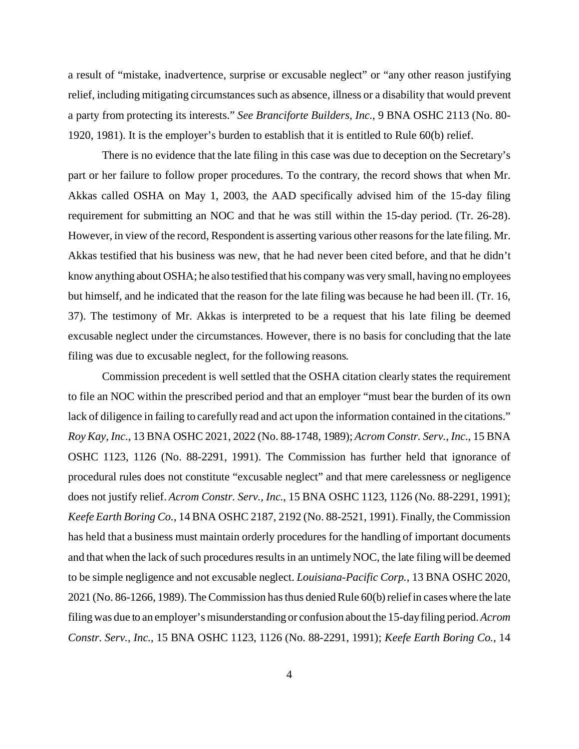a result of "mistake, inadvertence, surprise or excusable neglect" or "any other reason justifying relief, including mitigating circumstances such as absence, illness or a disability that would prevent a party from protecting its interests." *See Branciforte Builders, Inc.*, 9 BNA OSHC 2113 (No. 80-1920, 1981). It is the employer's burden to establish that it is entitled to Rule 60(b) relief.

There is no evidence that the late filing in this case was due to deception on the Secretary's part or her failure to follow proper procedures. To the contrary, the record shows that when Mr. Akkas called OSHA on May 1, 2003, the AAD specifically advised him of the 15-day filing requirement for submitting an NOC and that he was still within the 15-day period. (Tr. 26-28). However, in view of the record, Respondent is asserting various other reasons for the late filing. Mr. Akkas testified that his business was new, that he had never been cited before, and that he didn't know anything about OSHA; he also testified that his company was very small, having no employees but himself, and he indicated that the reason for the late filing was because he had been ill. (Tr. 16, 37). The testimony of Mr. Akkas is interpreted to be a request that his late filing be deemed excusable neglect under the circumstances. However, there is no basis for concluding that the late filing was due to excusable neglect, for the following reasons.

Commission precedent is well settled that the OSHA citation clearly states the requirement to file an NOC within the prescribed period and that an employer "must bear the burden of its own lack of diligence in failing to carefully read and act upon the information contained in the citations." *Roy Kay, Inc.*, 13 BNA OSHC 2021, 2022 (No. 88-1748, 1989); *Acrom Constr. Serv., Inc.*, 15 BNA OSHC 1123, 1126 (No. 88-2291, 1991). The Commission has further held that ignorance of procedural rules does not constitute "excusable neglect" and that mere carelessness or negligence does not justify relief. *Acrom Constr. Serv., Inc.*, 15 BNA OSHC 1123, 1126 (No. 88-2291, 1991); *Keefe Earth Boring Co.*, 14 BNA OSHC 2187, 2192 (No. 88-2521, 1991). Finally, the Commission has held that a business must maintain orderly procedures for the handling of important documents and that when the lack of such procedures results in an untimely NOC, the late filing will be deemed to be simple negligence and not excusable neglect. *Louisiana-Pacific Corp.*, 13 BNA OSHC 2020, 2021 (No. 86-1266, 1989). The Commission has thus denied Rule 60(b) relief in cases where the late filing was due to an employer's misunderstanding or confusion about the 15-day filing period. *Acrom Constr. Serv., Inc.*, 15 BNA OSHC 1123, 1126 (No. 88-2291, 1991); *Keefe Earth Boring Co.*, 14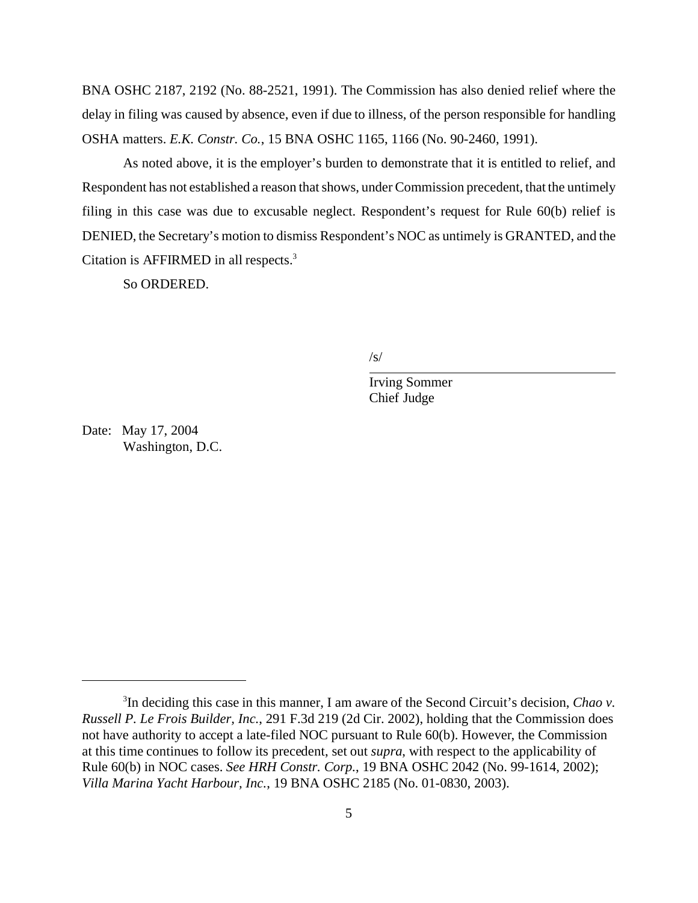BNA OSHC 2187, 2192 (No. 88-2521, 1991). The Commission has also denied relief where the delay in filing was caused by absence, even if due to illness, of the person responsible for handling OSHA matters. *E.K. Constr. Co.*, 15 BNA OSHC 1165, 1166 (No. 90-2460, 1991).

As noted above, it is the employer's burden to demonstrate that it is entitled to relief, and Respondent has not established a reason that shows, under Commission precedent, that the untimely filing in this case was due to excusable neglect. Respondent's request for Rule 60(b) relief is DENIED, the Secretary's motion to dismiss Respondent's NOC as untimely is GRANTED, and the Citation is AFFIRMED in all respects.[3]

So ORDERED.

/s/

Irving Sommer
Chief Judge

Date: May 17, 2004
Washington, D.C.

---

[3]In deciding this case in this manner, I am aware of the Second Circuit's decision, *Chao v. Russell P. Le Frois Builder, Inc.*, 291 F.3d 219 (2d Cir. 2002), holding that the Commission does not have authority to accept a late-filed NOC pursuant to Rule 60(b). However, the Commission at this time continues to follow its precedent, set out *supra*, with respect to the applicability of Rule 60(b) in NOC cases. *See HRH Constr. Corp.*, 19 BNA OSHC 2042 (No. 99-1614, 2002); *Villa Marina Yacht Harbour, Inc.*, 19 BNA OSHC 2185 (No. 01-0830, 2003).